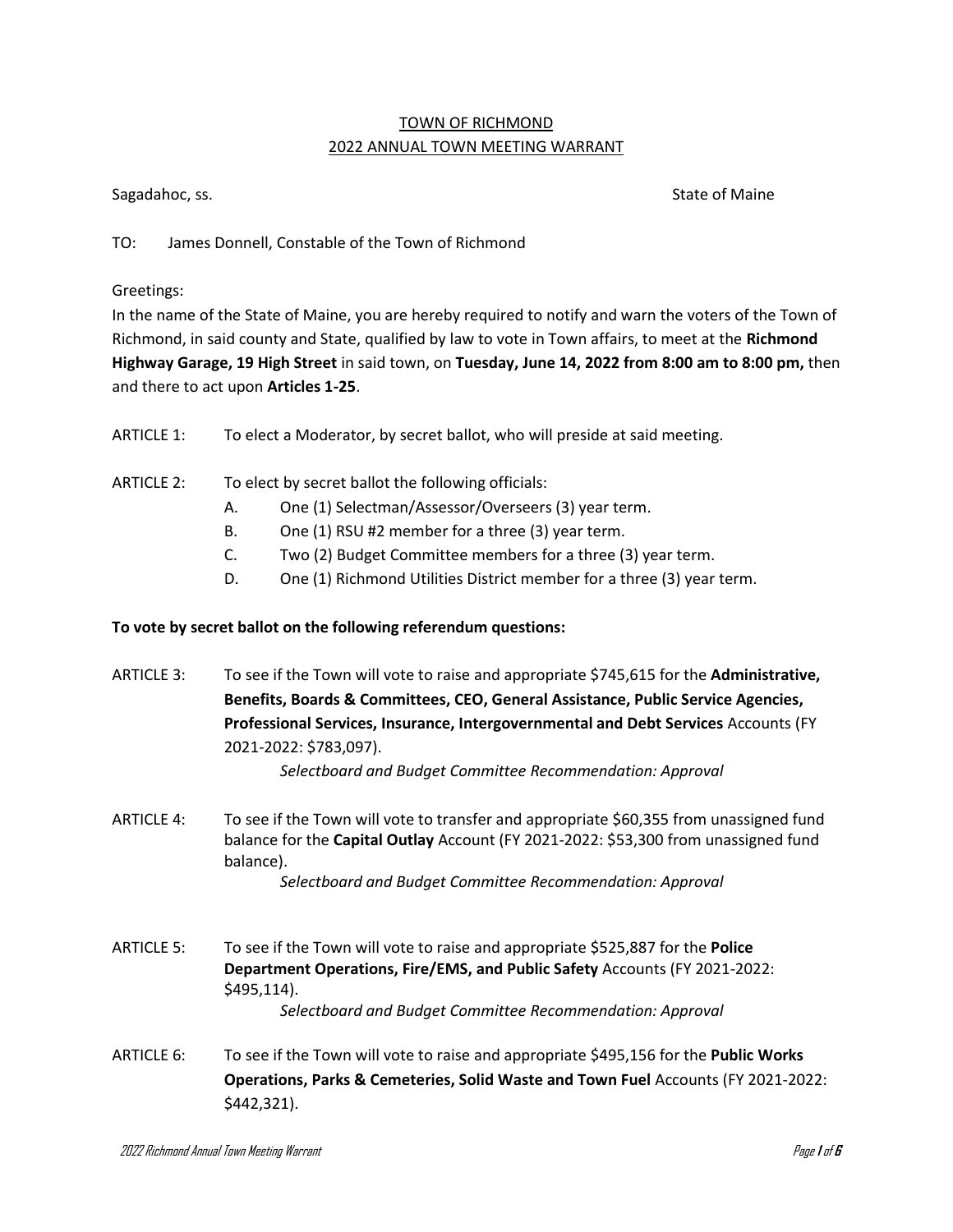# TOWN OF RICHMOND
## 2022 ANNUAL TOWN MEETING WARRANT

Sagadahoc, ss. State of Maine

TO: James Donnell, Constable of the Town of Richmond

Greetings:

In the name of the State of Maine, you are hereby required to notify and warn the voters of the Town of Richmond, in said county and State, qualified by law to vote in Town affairs, to meet at the **Richmond Highway Garage, 19 High Street** in said town, on **Tuesday, June 14, 2022 from 8:00 am to 8:00 pm,** then and there to act upon **Articles 1-25**.

ARTICLE 1: To elect a Moderator, by secret ballot, who will preside at said meeting.

ARTICLE 2: To elect by secret ballot the following officials:

- A. One (1) Selectman/Assessor/Overseers (3) year term.
- B. One (1) RSU #2 member for a three (3) year term.
- C. Two (2) Budget Committee members for a three (3) year term.
- D. One (1) Richmond Utilities District member for a three (3) year term.

**To vote by secret ballot on the following referendum questions:**

ARTICLE 3: To see if the Town will vote to raise and appropriate $745,615 for the **Administrative, Benefits, Boards & Committees, CEO, General Assistance, Public Service Agencies, Professional Services, Insurance, Intergovernmental and Debt Services** Accounts (FY 2021-2022: $783,097).

*Selectboard and Budget Committee Recommendation: Approval*

ARTICLE 4: To see if the Town will vote to transfer and appropriate $60,355 from unassigned fund balance for the **Capital Outlay** Account (FY 2021-2022: $53,300 from unassigned fund balance).

*Selectboard and Budget Committee Recommendation: Approval*

ARTICLE 5: To see if the Town will vote to raise and appropriate $525,887 for the **Police Department Operations, Fire/EMS, and Public Safety** Accounts (FY 2021-2022: $495,114).

*Selectboard and Budget Committee Recommendation: Approval*

ARTICLE 6: To see if the Town will vote to raise and appropriate $495,156 for the **Public Works Operations, Parks & Cemeteries, Solid Waste and Town Fuel** Accounts (FY 2021-2022: $442,321).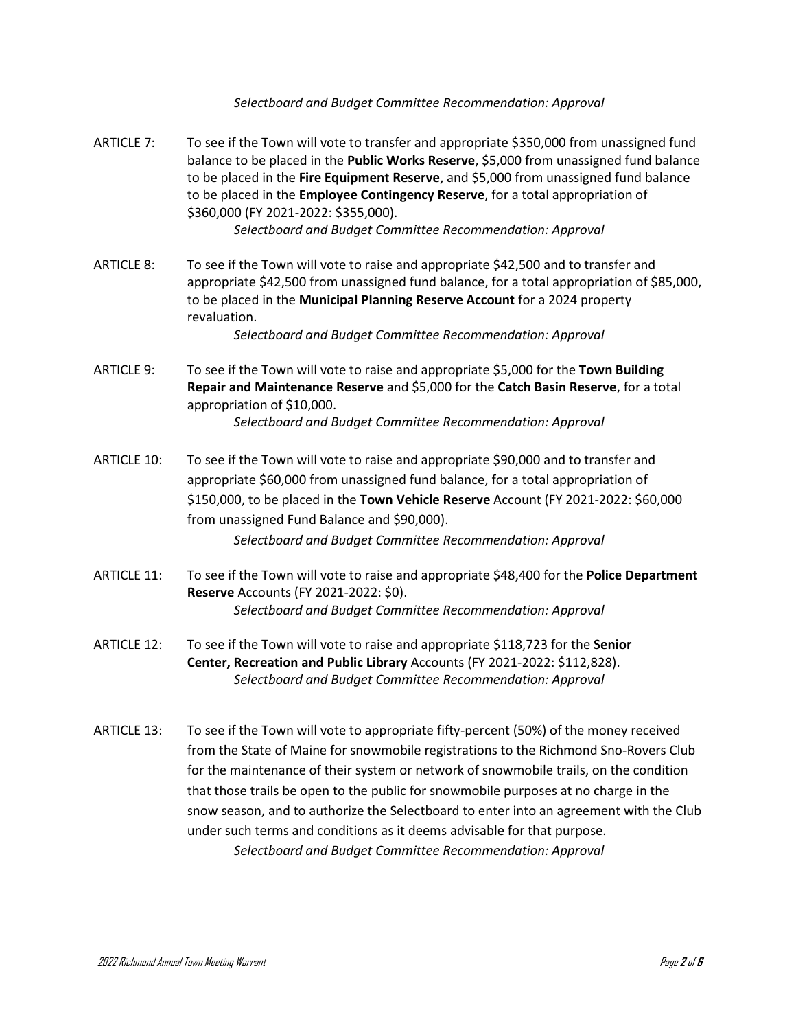*Selectboard and Budget Committee Recommendation: Approval*

ARTICLE 7: To see if the Town will vote to transfer and appropriate $350,000 from unassigned fund balance to be placed in the **Public Works Reserve**, $5,000 from unassigned fund balance to be placed in the **Fire Equipment Reserve**, and $5,000 from unassigned fund balance to be placed in the **Employee Contingency Reserve**, for a total appropriation of $360,000 (FY 2021-2022: $355,000).

*Selectboard and Budget Committee Recommendation: Approval*

ARTICLE 8: To see if the Town will vote to raise and appropriate $42,500 and to transfer and appropriate $42,500 from unassigned fund balance, for a total appropriation of $85,000, to be placed in the **Municipal Planning Reserve Account** for a 2024 property revaluation.

*Selectboard and Budget Committee Recommendation: Approval*

ARTICLE 9: To see if the Town will vote to raise and appropriate $5,000 for the **Town Building Repair and Maintenance Reserve** and $5,000 for the **Catch Basin Reserve**, for a total appropriation of $10,000.

*Selectboard and Budget Committee Recommendation: Approval*

ARTICLE 10: To see if the Town will vote to raise and appropriate $90,000 and to transfer and appropriate $60,000 from unassigned fund balance, for a total appropriation of $150,000, to be placed in the **Town Vehicle Reserve** Account (FY 2021-2022: $60,000 from unassigned Fund Balance and $90,000).

*Selectboard and Budget Committee Recommendation: Approval*

ARTICLE 11: To see if the Town will vote to raise and appropriate $48,400 for the **Police Department Reserve** Accounts (FY 2021-2022: $0).

*Selectboard and Budget Committee Recommendation: Approval*

ARTICLE 12: To see if the Town will vote to raise and appropriate $118,723 for the **Senior Center, Recreation and Public Library** Accounts (FY 2021-2022: $112,828).

*Selectboard and Budget Committee Recommendation: Approval*

ARTICLE 13: To see if the Town will vote to appropriate fifty-percent (50%) of the money received from the State of Maine for snowmobile registrations to the Richmond Sno-Rovers Club for the maintenance of their system or network of snowmobile trails, on the condition that those trails be open to the public for snowmobile purposes at no charge in the snow season, and to authorize the Selectboard to enter into an agreement with the Club under such terms and conditions as it deems advisable for that purpose.

*Selectboard and Budget Committee Recommendation: Approval*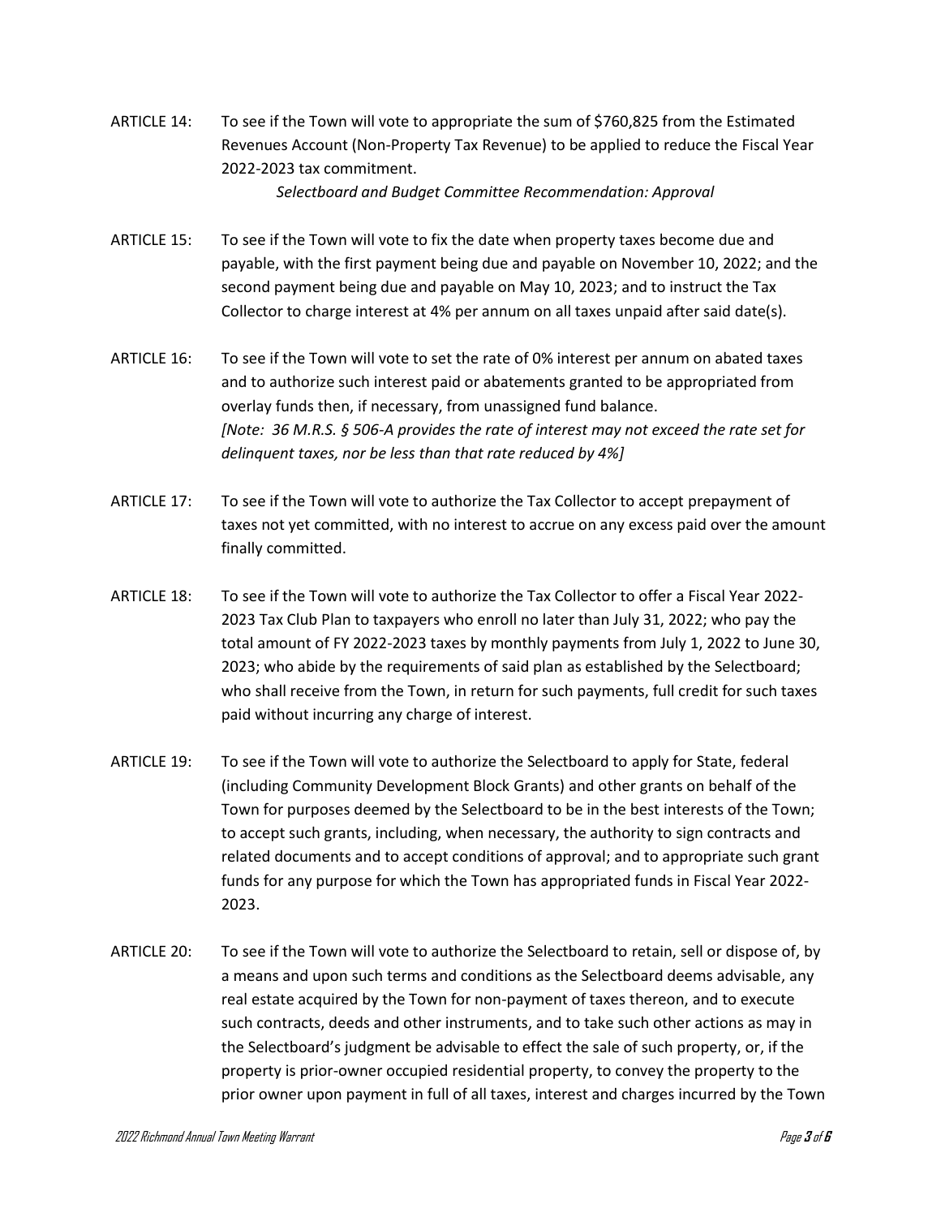ARTICLE 14: To see if the Town will vote to appropriate the sum of $760,825 from the Estimated Revenues Account (Non-Property Tax Revenue) to be applied to reduce the Fiscal Year 2022-2023 tax commitment.

*Selectboard and Budget Committee Recommendation: Approval*

ARTICLE 15: To see if the Town will vote to fix the date when property taxes become due and payable, with the first payment being due and payable on November 10, 2022; and the second payment being due and payable on May 10, 2023; and to instruct the Tax Collector to charge interest at 4% per annum on all taxes unpaid after said date(s).

ARTICLE 16: To see if the Town will vote to set the rate of 0% interest per annum on abated taxes and to authorize such interest paid or abatements granted to be appropriated from overlay funds then, if necessary, from unassigned fund balance.
*[Note: 36 M.R.S. § 506-A provides the rate of interest may not exceed the rate set for delinquent taxes, nor be less than that rate reduced by 4%]*

ARTICLE 17: To see if the Town will vote to authorize the Tax Collector to accept prepayment of taxes not yet committed, with no interest to accrue on any excess paid over the amount finally committed.

ARTICLE 18: To see if the Town will vote to authorize the Tax Collector to offer a Fiscal Year 2022-2023 Tax Club Plan to taxpayers who enroll no later than July 31, 2022; who pay the total amount of FY 2022-2023 taxes by monthly payments from July 1, 2022 to June 30, 2023; who abide by the requirements of said plan as established by the Selectboard; who shall receive from the Town, in return for such payments, full credit for such taxes paid without incurring any charge of interest.

ARTICLE 19: To see if the Town will vote to authorize the Selectboard to apply for State, federal (including Community Development Block Grants) and other grants on behalf of the Town for purposes deemed by the Selectboard to be in the best interests of the Town; to accept such grants, including, when necessary, the authority to sign contracts and related documents and to accept conditions of approval; and to appropriate such grant funds for any purpose for which the Town has appropriated funds in Fiscal Year 2022-2023.

ARTICLE 20: To see if the Town will vote to authorize the Selectboard to retain, sell or dispose of, by a means and upon such terms and conditions as the Selectboard deems advisable, any real estate acquired by the Town for non-payment of taxes thereon, and to execute such contracts, deeds and other instruments, and to take such other actions as may in the Selectboard's judgment be advisable to effect the sale of such property, or, if the property is prior-owner occupied residential property, to convey the property to the prior owner upon payment in full of all taxes, interest and charges incurred by the Town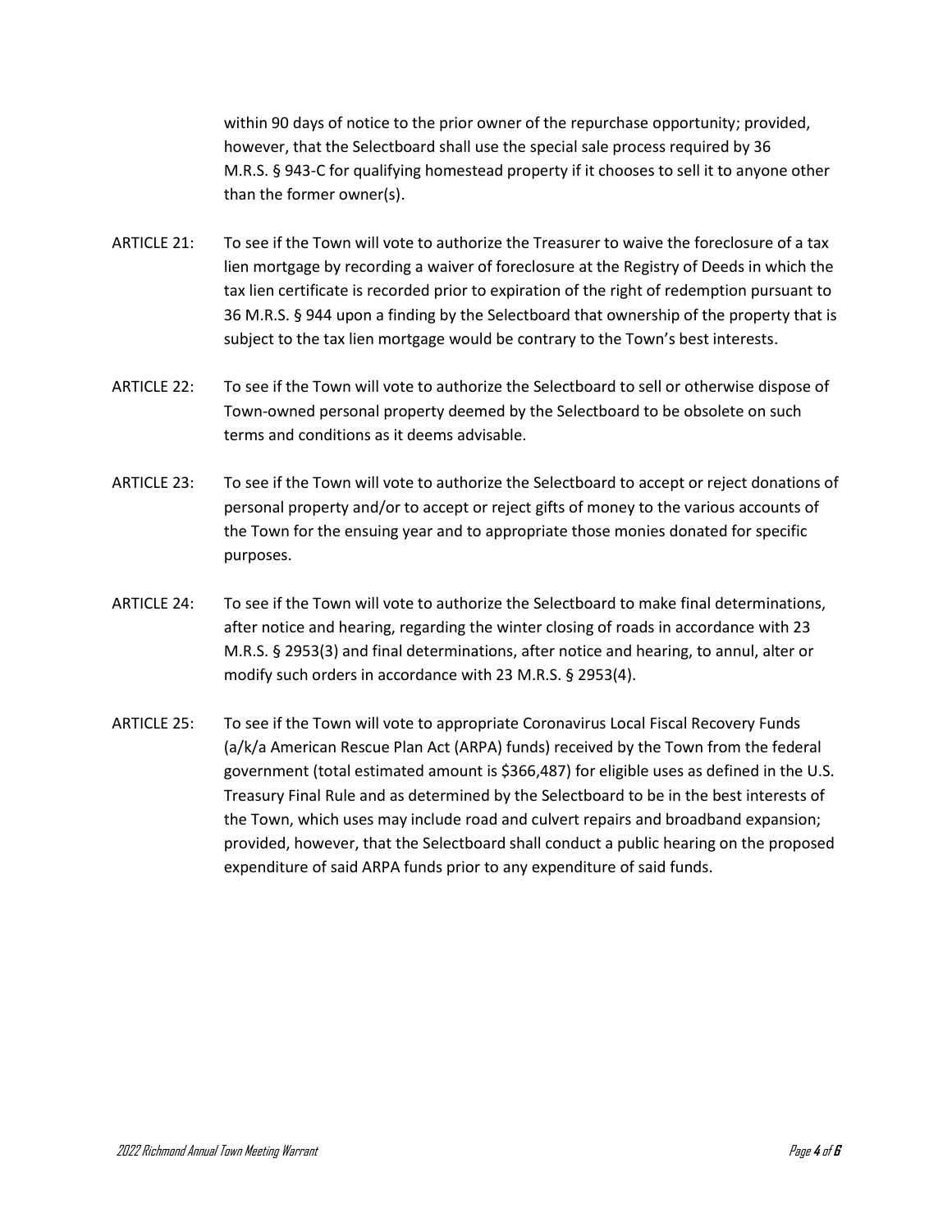within 90 days of notice to the prior owner of the repurchase opportunity; provided, however, that the Selectboard shall use the special sale process required by 36 M.R.S. § 943-C for qualifying homestead property if it chooses to sell it to anyone other than the former owner(s).

ARTICLE 21: To see if the Town will vote to authorize the Treasurer to waive the foreclosure of a tax lien mortgage by recording a waiver of foreclosure at the Registry of Deeds in which the tax lien certificate is recorded prior to expiration of the right of redemption pursuant to 36 M.R.S. § 944 upon a finding by the Selectboard that ownership of the property that is subject to the tax lien mortgage would be contrary to the Town's best interests.

ARTICLE 22: To see if the Town will vote to authorize the Selectboard to sell or otherwise dispose of Town-owned personal property deemed by the Selectboard to be obsolete on such terms and conditions as it deems advisable.

ARTICLE 23: To see if the Town will vote to authorize the Selectboard to accept or reject donations of personal property and/or to accept or reject gifts of money to the various accounts of the Town for the ensuing year and to appropriate those monies donated for specific purposes.

ARTICLE 24: To see if the Town will vote to authorize the Selectboard to make final determinations, after notice and hearing, regarding the winter closing of roads in accordance with 23 M.R.S. § 2953(3) and final determinations, after notice and hearing, to annul, alter or modify such orders in accordance with 23 M.R.S. § 2953(4).

ARTICLE 25: To see if the Town will vote to appropriate Coronavirus Local Fiscal Recovery Funds (a/k/a American Rescue Plan Act (ARPA) funds) received by the Town from the federal government (total estimated amount is $366,487) for eligible uses as defined in the U.S. Treasury Final Rule and as determined by the Selectboard to be in the best interests of the Town, which uses may include road and culvert repairs and broadband expansion; provided, however, that the Selectboard shall conduct a public hearing on the proposed expenditure of said ARPA funds prior to any expenditure of said funds.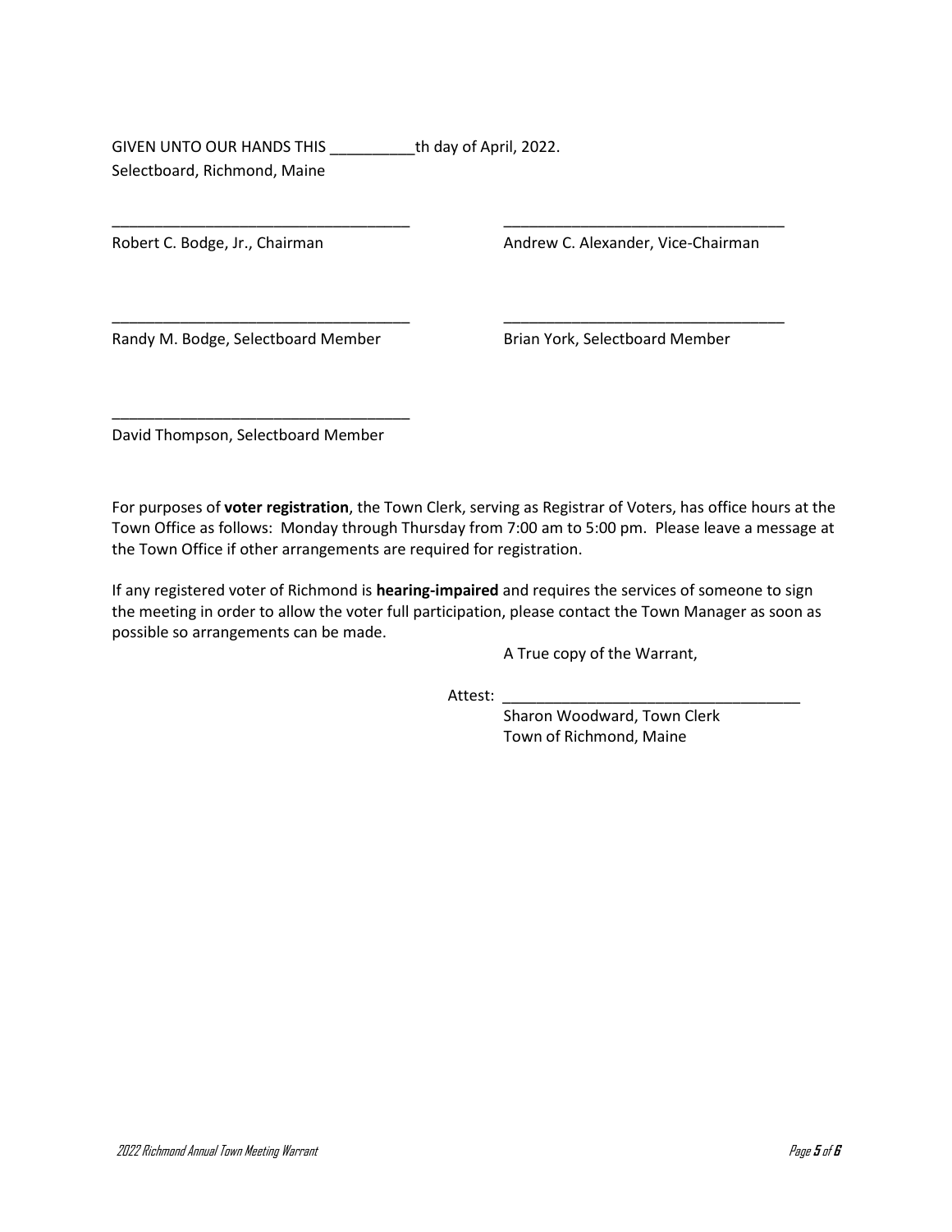GIVEN UNTO OUR HANDS THIS __________th day of April, 2022.
Selectboard, Richmond, Maine

___________________________________
Robert C. Bodge, Jr., Chairman

___________________________________
Andrew C. Alexander, Vice-Chairman

___________________________________
Randy M. Bodge, Selectboard Member

___________________________________
Brian York, Selectboard Member

___________________________________
David Thompson, Selectboard Member

For purposes of **voter registration**, the Town Clerk, serving as Registrar of Voters, has office hours at the Town Office as follows: Monday through Thursday from 7:00 am to 5:00 pm. Please leave a message at the Town Office if other arrangements are required for registration.

If any registered voter of Richmond is **hearing-impaired** and requires the services of someone to sign the meeting in order to allow the voter full participation, please contact the Town Manager as soon as possible so arrangements can be made.

A True copy of the Warrant,

Attest: ___________________________________
Sharon Woodward, Town Clerk
Town of Richmond, Maine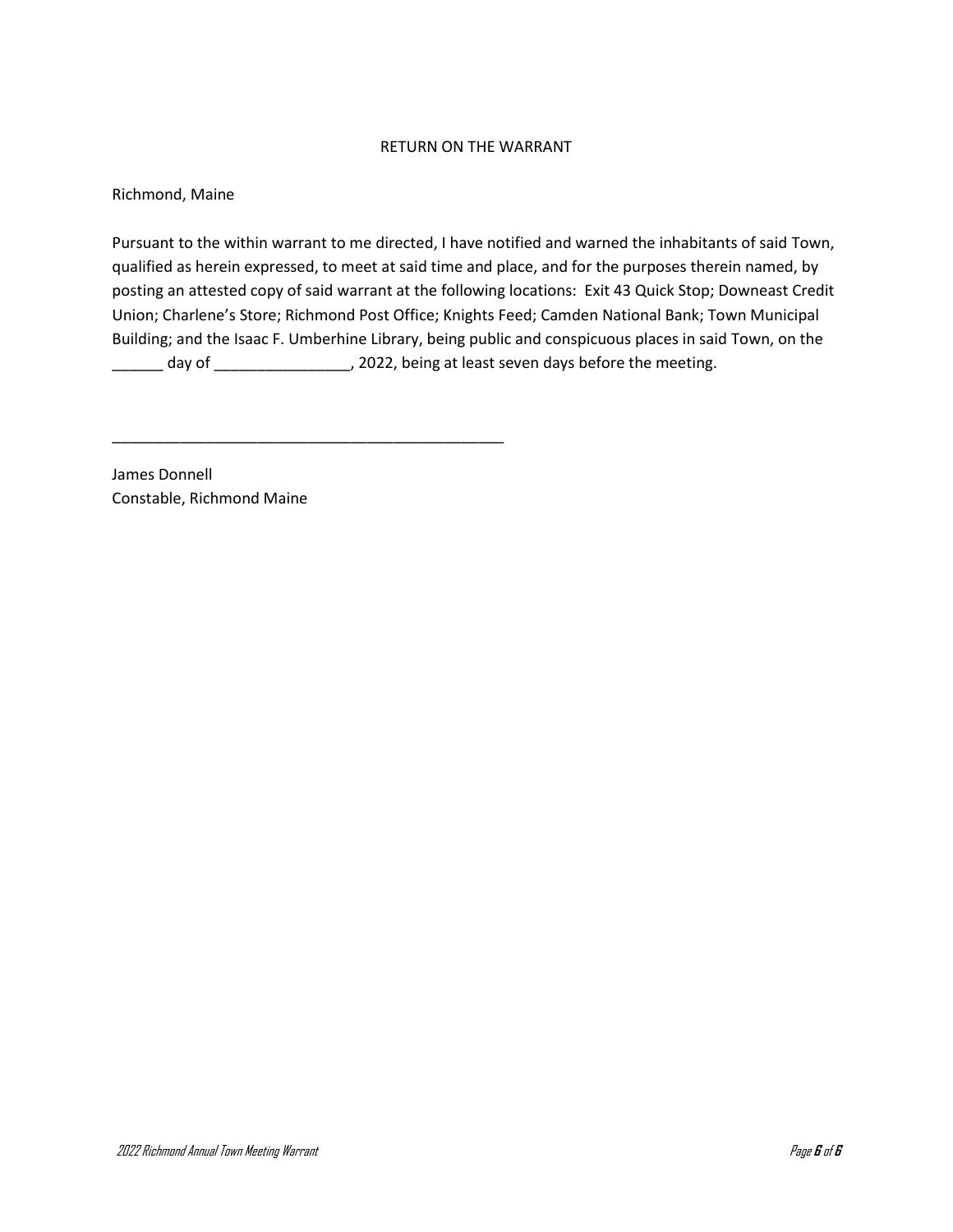RETURN ON THE WARRANT

Richmond, Maine

Pursuant to the within warrant to me directed, I have notified and warned the inhabitants of said Town, qualified as herein expressed, to meet at said time and place, and for the purposes therein named, by posting an attested copy of said warrant at the following locations: Exit 43 Quick Stop; Downeast Credit Union; Charlene's Store; Richmond Post Office; Knights Feed; Camden National Bank; Town Municipal Building; and the Isaac F. Umberhine Library, being public and conspicuous places in said Town, on the ______ day of ________________, 2022, being at least seven days before the meeting.

_________________________________________________

James Donnell
Constable, Richmond Maine